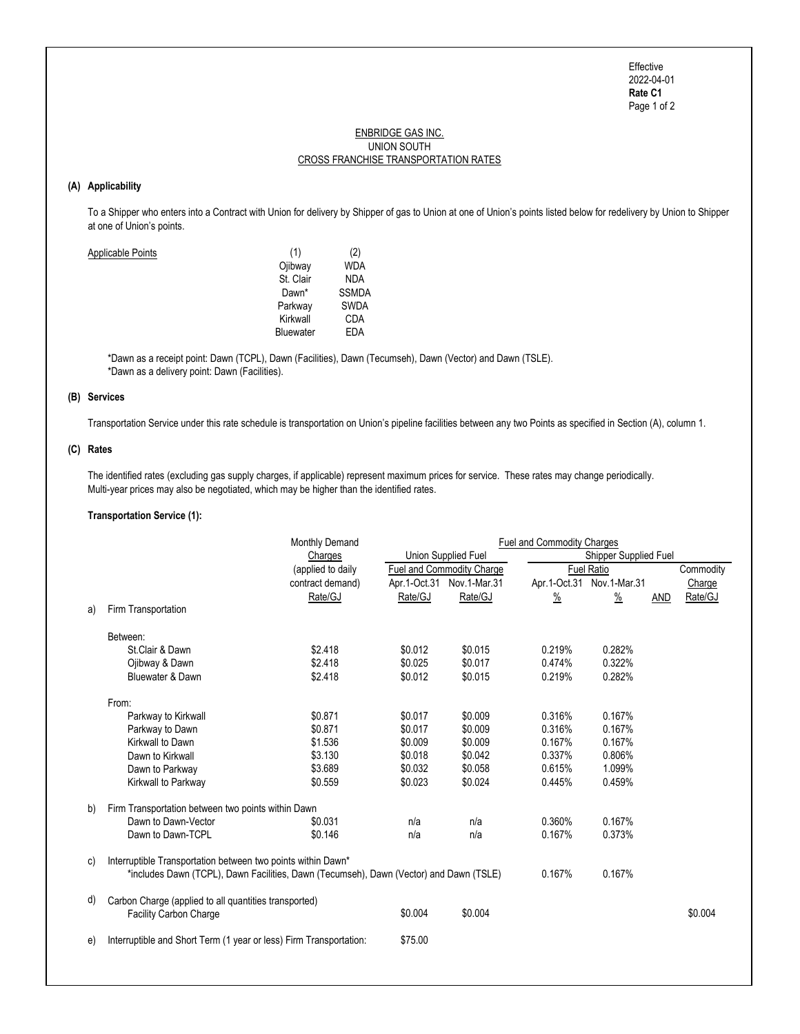Effective
2022-04-01
**Rate C1**

ENBRIDGE GAS INC.
UNION SOUTH
CROSS FRANCHISE TRANSPORTATION RATES

### (A) Applicability

To a Shipper who enters into a Contract with Union for delivery by Shipper of gas to Union at one of Union's points listed below for redelivery by Union to Shipper at one of Union's points.

| Applicable Points | (1) | (2) |
|---|---|---|
| | Ojibway | WDA |
| | St. Clair | NDA |
| | Dawn* | SSMDA |
| | Parkway | SWDA |
| | Kirkwall | CDA |
| | Bluewater | EDA |

*Dawn as a receipt point: Dawn (TCPL), Dawn (Facilities), Dawn (Tecumseh), Dawn (Vector) and Dawn (TSLE).
*Dawn as a delivery point: Dawn (Facilities).

### (B) Services

Transportation Service under this rate schedule is transportation on Union's pipeline facilities between any two Points as specified in Section (A), column 1.

### (C) Rates

The identified rates (excluding gas supply charges, if applicable) represent maximum prices for service. These rates may change periodically. Multi-year prices may also be negotiated, which may be higher than the identified rates.

**Transportation Service (1):**

| | | Monthly Demand Charges (applied to daily contract demand) | Fuel and Commodity Charges | | | | | |
|---|---|---|---|---|---|---|---|---|
| | | | Union Supplied Fuel | | Shipper Supplied Fuel | | | |
| | | | Fuel and Commodity Charge | | Fuel Ratio | | | Commodity Charge |
| | | | Apr.1-Oct.31 | Nov.1-Mar.31 | Apr.1-Oct.31 | Nov.1-Mar.31 | | |
| | | Rate/GJ | Rate/GJ | Rate/GJ | % | % | AND | Rate/GJ |
| a) | Firm Transportation | | | | | | | |
| | Between: | | | | | | | |
| | St.Clair & Dawn | $2.418 | $0.012 | $0.015 | 0.219% | 0.282% | | |
| | Ojibway & Dawn | $2.418 | $0.025 | $0.017 | 0.474% | 0.322% | | |
| | Bluewater & Dawn | $2.418 | $0.012 | $0.015 | 0.219% | 0.282% | | |
| | From: | | | | | | | |
| | Parkway to Kirkwall | $0.871 | $0.017 | $0.009 | 0.316% | 0.167% | | |
| | Parkway to Dawn | $0.871 | $0.017 | $0.009 | 0.316% | 0.167% | | |
| | Kirkwall to Dawn | $1.536 | $0.009 | $0.009 | 0.167% | 0.167% | | |
| | Dawn to Kirkwall | $3.130 | $0.018 | $0.042 | 0.337% | 0.806% | | |
| | Dawn to Parkway | $3.689 | $0.032 | $0.058 | 0.615% | 1.099% | | |
| | Kirkwall to Parkway | $0.559 | $0.023 | $0.024 | 0.445% | 0.459% | | |
| b) | Firm Transportation between two points within Dawn | | | | | | | |
| | Dawn to Dawn-Vector | $0.031 | n/a | n/a | 0.360% | 0.167% | | |
| | Dawn to Dawn-TCPL | $0.146 | n/a | n/a | 0.167% | 0.373% | | |
| c) | Interruptible Transportation between two points within Dawn* *includes Dawn (TCPL), Dawn Facilities, Dawn (Tecumseh), Dawn (Vector) and Dawn (TSLE) | | | | 0.167% | 0.167% | | |
| d) | Carbon Charge (applied to all quantities transported) | | | | | | | |
| | Facility Carbon Charge | | $0.004 | $0.004 | | | | $0.004 |
| e) | Interruptible and Short Term (1 year or less) Firm Transportation: | | $75.00 | | | | | |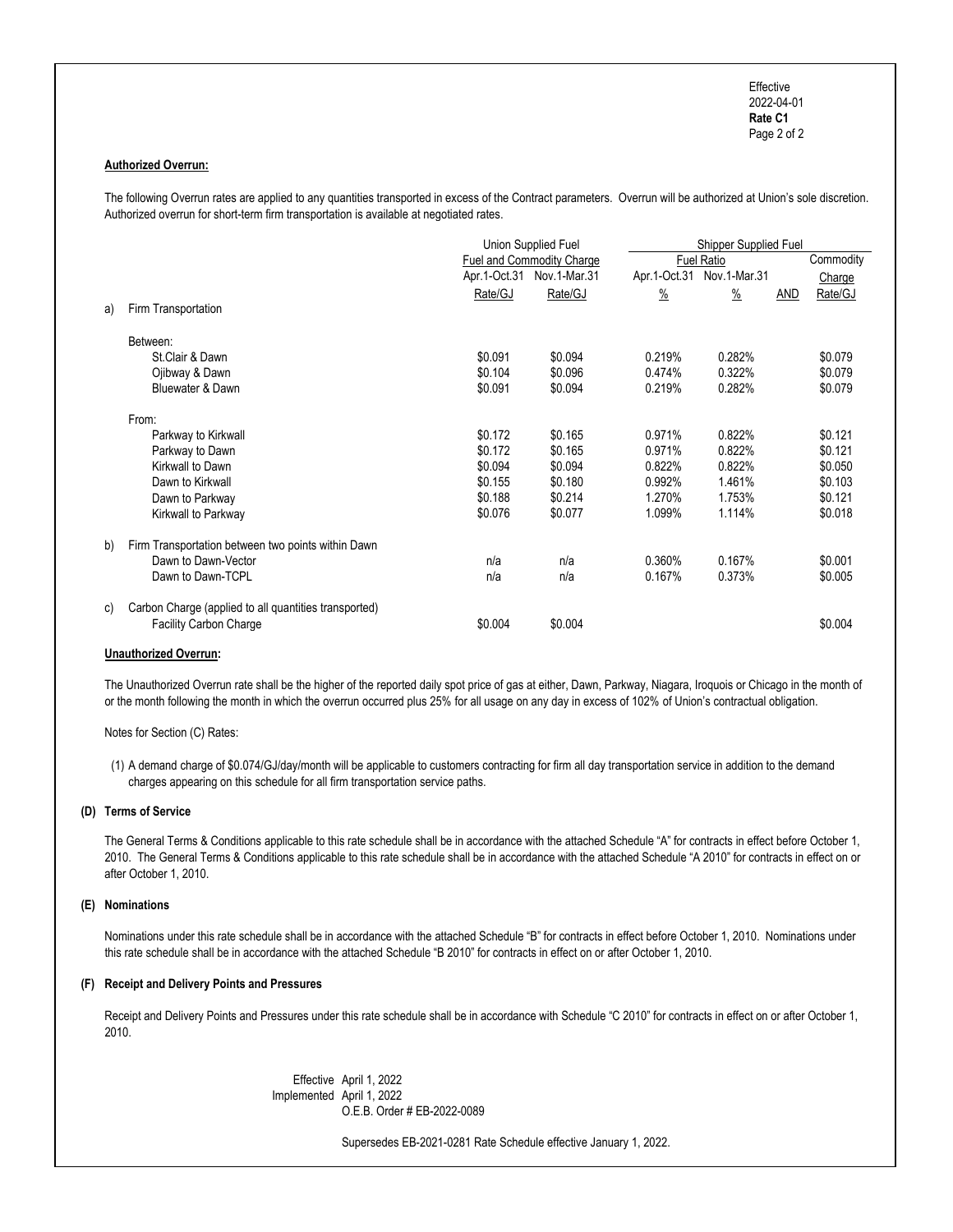Effective
2022-04-01
**Rate C1**

**Authorized Overrun:**

The following Overrun rates are applied to any quantities transported in excess of the Contract parameters. Overrun will be authorized at Union's sole discretion. Authorized overrun for short-term firm transportation is available at negotiated rates.

| | | Union Supplied Fuel | | Shipper Supplied Fuel | | | |
|---|---|---|---|---|---|---|---|
| | | Fuel and Commodity Charge | | Fuel Ratio | | | Commodity Charge |
| | | Apr.1-Oct.31 Rate/GJ | Nov.1-Mar.31 Rate/GJ | Apr.1-Oct.31 % | Nov.1-Mar.31 % | AND | Rate/GJ |
| a) | Firm Transportation | | | | | | |
| | Between: | | | | | | |
| | St.Clair & Dawn | $0.091 | $0.094 | 0.219% | 0.282% | | $0.079 |
| | Ojibway & Dawn | $0.104 | $0.096 | 0.474% | 0.322% | | $0.079 |
| | Bluewater & Dawn | $0.091 | $0.094 | 0.219% | 0.282% | | $0.079 |
| | From: | | | | | | |
| | Parkway to Kirkwall | $0.172 | $0.165 | 0.971% | 0.822% | | $0.121 |
| | Parkway to Dawn | $0.172 | $0.165 | 0.971% | 0.822% | | $0.121 |
| | Kirkwall to Dawn | $0.094 | $0.094 | 0.822% | 0.822% | | $0.050 |
| | Dawn to Kirkwall | $0.155 | $0.180 | 0.992% | 1.461% | | $0.103 |
| | Dawn to Parkway | $0.188 | $0.214 | 1.270% | 1.753% | | $0.121 |
| | Kirkwall to Parkway | $0.076 | $0.077 | 1.099% | 1.114% | | $0.018 |
| b) | Firm Transportation between two points within Dawn | | | | | | |
| | Dawn to Dawn-Vector | n/a | n/a | 0.360% | 0.167% | | $0.001 |
| | Dawn to Dawn-TCPL | n/a | n/a | 0.167% | 0.373% | | $0.005 |
| c) | Carbon Charge (applied to all quantities transported) | | | | | | |
| | Facility Carbon Charge | $0.004 | $0.004 | | | | $0.004 |

**Unauthorized Overrun:**

The Unauthorized Overrun rate shall be the higher of the reported daily spot price of gas at either, Dawn, Parkway, Niagara, Iroquois or Chicago in the month of or the month following the month in which the overrun occurred plus 25% for all usage on any day in excess of 102% of Union's contractual obligation.

Notes for Section (C) Rates:

(1) A demand charge of $0.074/GJ/day/month will be applicable to customers contracting for firm all day transportation service in addition to the demand charges appearing on this schedule for all firm transportation service paths.

**(D) Terms of Service**

The General Terms & Conditions applicable to this rate schedule shall be in accordance with the attached Schedule "A" for contracts in effect before October 1, 2010. The General Terms & Conditions applicable to this rate schedule shall be in accordance with the attached Schedule "A 2010" for contracts in effect on or after October 1, 2010.

**(E) Nominations**

Nominations under this rate schedule shall be in accordance with the attached Schedule "B" for contracts in effect before October 1, 2010. Nominations under this rate schedule shall be in accordance with the attached Schedule "B 2010" for contracts in effect on or after October 1, 2010.

**(F) Receipt and Delivery Points and Pressures**

Receipt and Delivery Points and Pressures under this rate schedule shall be in accordance with Schedule "C 2010" for contracts in effect on or after October 1, 2010.

Effective April 1, 2022
Implemented April 1, 2022
O.E.B. Order # EB-2022-0089

Supersedes EB-2021-0281 Rate Schedule effective January 1, 2022.